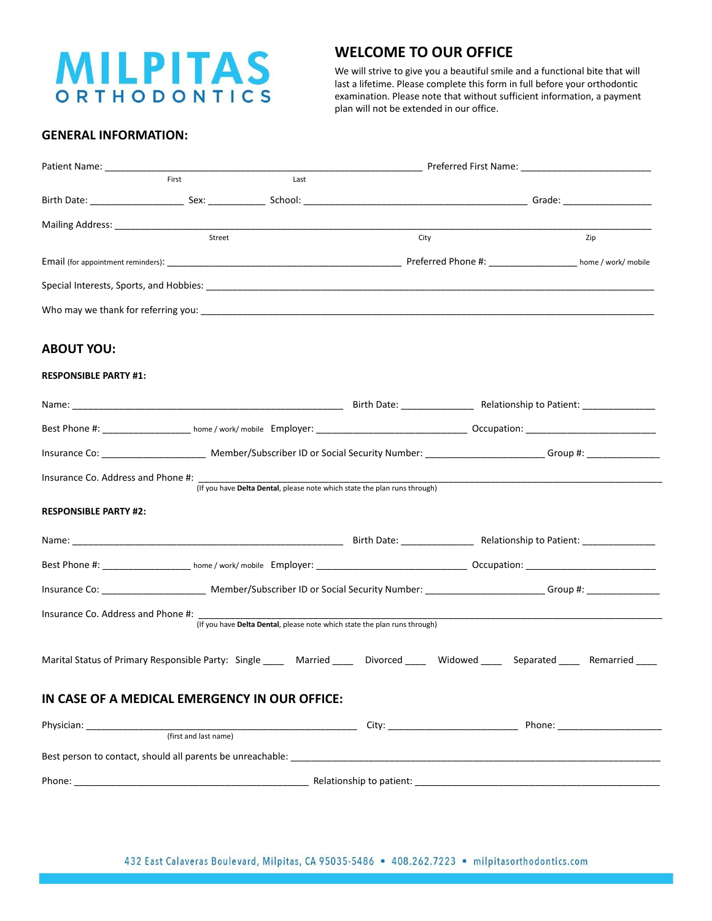# MILPITAS ORTHODONTICS

## WELCOME TO OUR OFFICE

We will strive to give you a beautiful smile and a functional bite that will last a lifetime. Please complete this form in full before your orthodontic examination. Please note that without sufficient information, a payment plan will not be extended in our office.

### GENERAL INFORMATION:

Patient Name: ________________________________ ________________________________ Preferred First Name: ________________________
First Last

Birth Date: _________________ Sex: __________ School: ________________________________________ Grade: ________________

Mailing Address: ________________________________ ________________________________ ________________
Street City Zip

Email (for appointment reminders): _____________________________________________ Preferred Phone #: ________________ home / work/ mobile

Special Interests, Sports, and Hobbies: ________________________________________________________________________________

Who may we thank for referring you: __________________________________________________________________________________

### ABOUT YOU:

**RESPONSIBLE PARTY #1:**

Name: ____________________________________________________ Birth Date: _____________ Relationship to Patient: _____________

Best Phone #: ________________ home / work/ mobile Employer: ____________________________ Occupation: ________________________

Insurance Co: ___________________ Member/Subscriber ID or Social Security Number: ______________________ Group #: _____________

Insurance Co. Address and Phone #: ________________________________________________________________________________
(If you have **Delta Dental**, please note which state the plan runs through)

**RESPONSIBLE PARTY #2:**

Name: ____________________________________________________ Birth Date: _____________ Relationship to Patient: _____________

Best Phone #: ________________ home / work/ mobile Employer: ____________________________ Occupation: ________________________

Insurance Co: ___________________ Member/Subscriber ID or Social Security Number: ______________________ Group #: _____________

Insurance Co. Address and Phone #: ________________________________________________________________________________
(If you have **Delta Dental**, please note which state the plan runs through)

Marital Status of Primary Responsible Party: Single ____ Married ____ Divorced ____ Widowed ____ Separated ____ Remarried ____

### IN CASE OF A MEDICAL EMERGENCY IN OUR OFFICE:

Physician: ____________________________________________________ City: ________________________ Phone: ___________________
(first and last name)

Best person to contact, should all parents be unreachable: _____________________________________________________________________

Phone: ____________________________________________ Relationship to patient: _______________________________________________

432 East Calaveras Boulevard, Milpitas, CA 95035-5486 • 408.262.7223 • milpitasorthodontics.com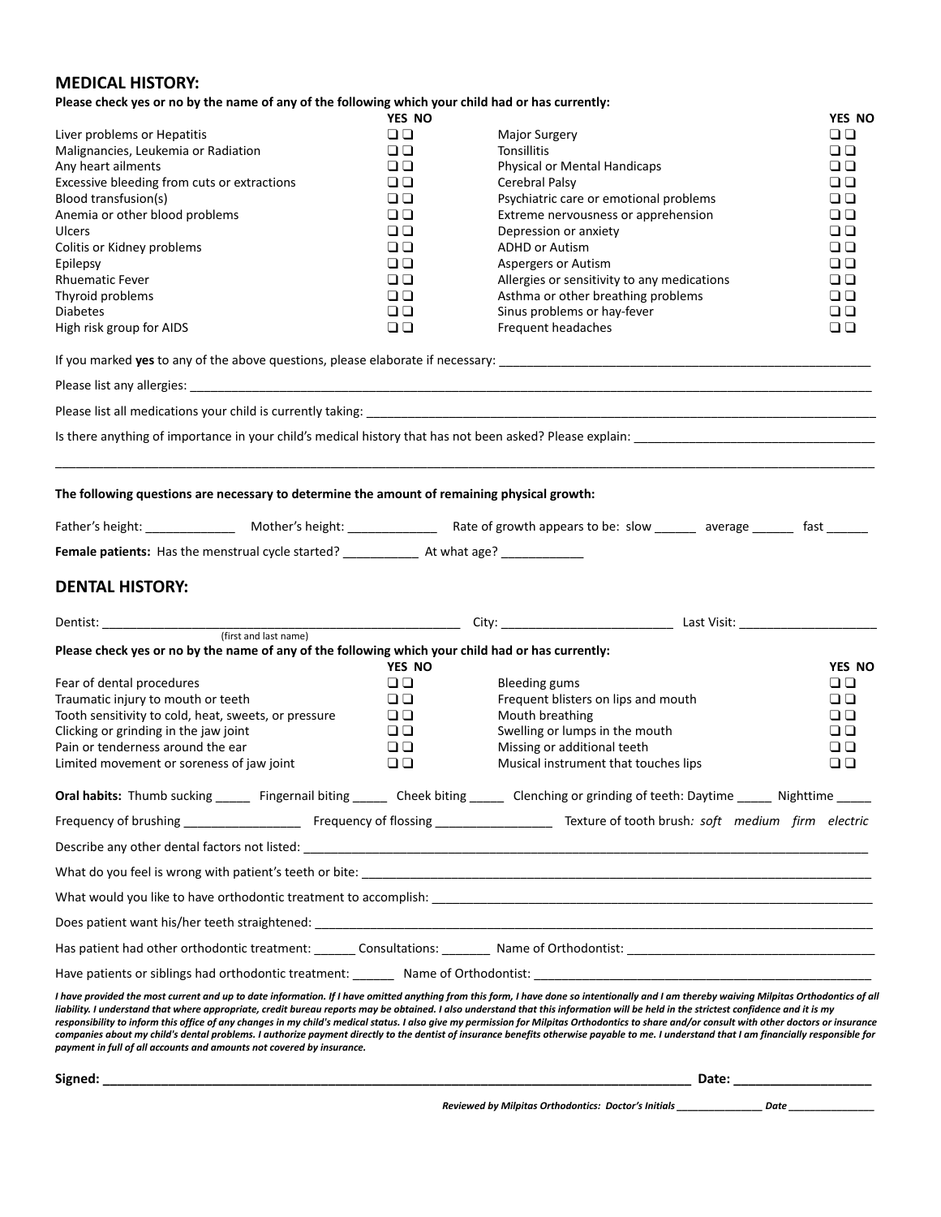## MEDICAL HISTORY:

**Please check yes or no by the name of any of the following which your child had or has currently:**

| | YES NO | | YES NO |
|---|---|---|---|
| Liver problems or Hepatitis | ❑ ❑ | Major Surgery | ❑ ❑ |
| Malignancies, Leukemia or Radiation | ❑ ❑ | Tonsillitis | ❑ ❑ |
| Any heart ailments | ❑ ❑ | Physical or Mental Handicaps | ❑ ❑ |
| Excessive bleeding from cuts or extractions | ❑ ❑ | Cerebral Palsy | ❑ ❑ |
| Blood transfusion(s) | ❑ ❑ | Psychiatric care or emotional problems | ❑ ❑ |
| Anemia or other blood problems | ❑ ❑ | Extreme nervousness or apprehension | ❑ ❑ |
| Ulcers | ❑ ❑ | Depression or anxiety | ❑ ❑ |
| Colitis or Kidney problems | ❑ ❑ | ADHD or Autism | ❑ ❑ |
| Epilepsy | ❑ ❑ | Aspergers or Autism | ❑ ❑ |
| Rhuematic Fever | ❑ ❑ | Allergies or sensitivity to any medications | ❑ ❑ |
| Thyroid problems | ❑ ❑ | Asthma or other breathing problems | ❑ ❑ |
| Diabetes | ❑ ❑ | Sinus problems or hay-fever | ❑ ❑ |
| High risk group for AIDS | ❑ ❑ | Frequent headaches | ❑ ❑ |

If you marked **yes** to any of the above questions, please elaborate if necessary: ______________________________

Please list any allergies: ______________________________

Please list all medications your child is currently taking: ______________________________

Is there anything of importance in your child's medical history that has not been asked? Please explain: ______________________________

______________________________

**The following questions are necessary to determine the amount of remaining physical growth:**

Father's height: _____________ Mother's height: _____________ Rate of growth appears to be: slow ______ average ______ fast ______

**Female patients:** Has the menstrual cycle started? ___________ At what age? ____________

## DENTAL HISTORY:

Dentist: ______________________________ (first and last name) City: _________________________ Last Visit: ___________________

**Please check yes or no by the name of any of the following which your child had or has currently:**

| | YES NO | | YES NO |
|---|---|---|---|
| Fear of dental procedures | ❑ ❑ | Bleeding gums | ❑ ❑ |
| Traumatic injury to mouth or teeth | ❑ ❑ | Frequent blisters on lips and mouth | ❑ ❑ |
| Tooth sensitivity to cold, heat, sweets, or pressure | ❑ ❑ | Mouth breathing | ❑ ❑ |
| Clicking or grinding in the jaw joint | ❑ ❑ | Swelling or lumps in the mouth | ❑ ❑ |
| Pain or tenderness around the ear | ❑ ❑ | Missing or additional teeth | ❑ ❑ |
| Limited movement or soreness of jaw joint | ❑ ❑ | Musical instrument that touches lips | ❑ ❑ |

**Oral habits:** Thumb sucking _____ Fingernail biting _____ Cheek biting _____ Clenching or grinding of teeth: Daytime _____ Nighttime _____

Frequency of brushing ________________ Frequency of flossing ________________ Texture of tooth brush*: soft medium firm electric*

Describe any other dental factors not listed: ______________________________

What do you feel is wrong with patient's teeth or bite: ______________________________

What would you like to have orthodontic treatment to accomplish: ______________________________

Does patient want his/her teeth straightened: ______________________________

Has patient had other orthodontic treatment: ______ Consultations: _______ Name of Orthodontist: ______________________________

Have patients or siblings had orthodontic treatment: ______ Name of Orthodontist: ______________________________

***I have provided the most current and up to date information. If I have omitted anything from this form, I have done so intentionally and I am thereby waiving Milpitas Orthodontics of all liability. I understand that where appropriate, credit bureau reports may be obtained. I also understand that this information will be held in the strictest confidence and it is my responsibility to inform this office of any changes in my child's medical status. I also give my permission for Milpitas Orthodontics to share and/or consult with other doctors or insurance companies about my child's dental problems. I authorize payment directly to the dentist of insurance benefits otherwise payable to me. I understand that I am financially responsible for payment in full of all accounts and amounts not covered by insurance.***

**Signed: ______________________________ Date: ___________________**

***Reviewed by Milpitas Orthodontics: Doctor's Initials _______________ Date _______________***